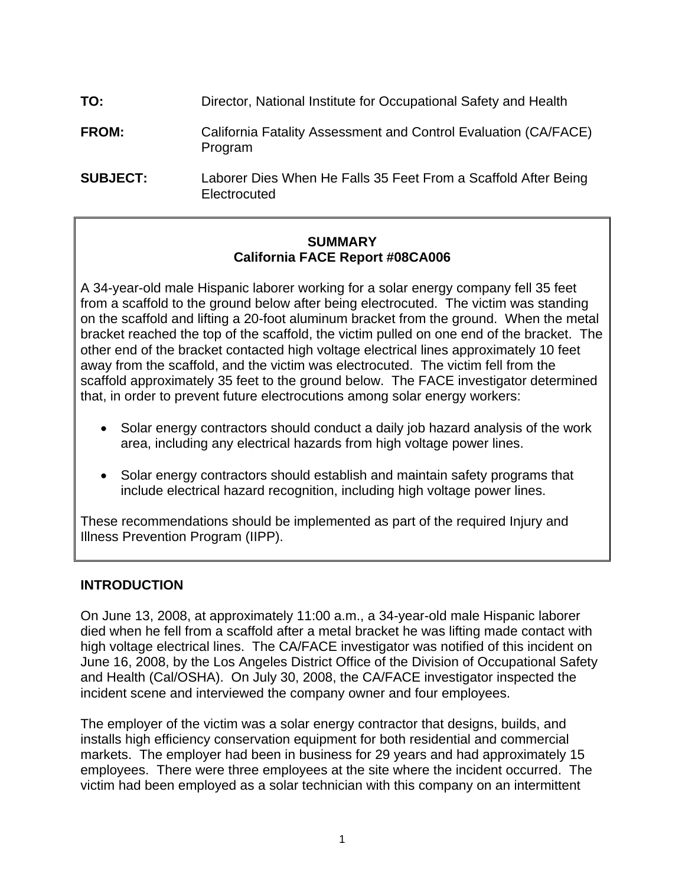**TO:** Director, National Institute for Occupational Safety and Health

**FROM:** California Fatality Assessment and Control Evaluation (CA/FACE) Program

**SUBJECT:** Laborer Dies When He Falls 35 Feet From a Scaffold After Being Electrocuted

## SUMMARY
### California FACE Report #08CA006

A 34-year-old male Hispanic laborer working for a solar energy company fell 35 feet from a scaffold to the ground below after being electrocuted. The victim was standing on the scaffold and lifting a 20-foot aluminum bracket from the ground. When the metal bracket reached the top of the scaffold, the victim pulled on one end of the bracket. The other end of the bracket contacted high voltage electrical lines approximately 10 feet away from the scaffold, and the victim was electrocuted. The victim fell from the scaffold approximately 35 feet to the ground below. The FACE investigator determined that, in order to prevent future electrocutions among solar energy workers:

- Solar energy contractors should conduct a daily job hazard analysis of the work area, including any electrical hazards from high voltage power lines.
- Solar energy contractors should establish and maintain safety programs that include electrical hazard recognition, including high voltage power lines.

These recommendations should be implemented as part of the required Injury and Illness Prevention Program (IIPP).

## INTRODUCTION

On June 13, 2008, at approximately 11:00 a.m., a 34-year-old male Hispanic laborer died when he fell from a scaffold after a metal bracket he was lifting made contact with high voltage electrical lines. The CA/FACE investigator was notified of this incident on June 16, 2008, by the Los Angeles District Office of the Division of Occupational Safety and Health (Cal/OSHA). On July 30, 2008, the CA/FACE investigator inspected the incident scene and interviewed the company owner and four employees.

The employer of the victim was a solar energy contractor that designs, builds, and installs high efficiency conservation equipment for both residential and commercial markets. The employer had been in business for 29 years and had approximately 15 employees. There were three employees at the site where the incident occurred. The victim had been employed as a solar technician with this company on an intermittent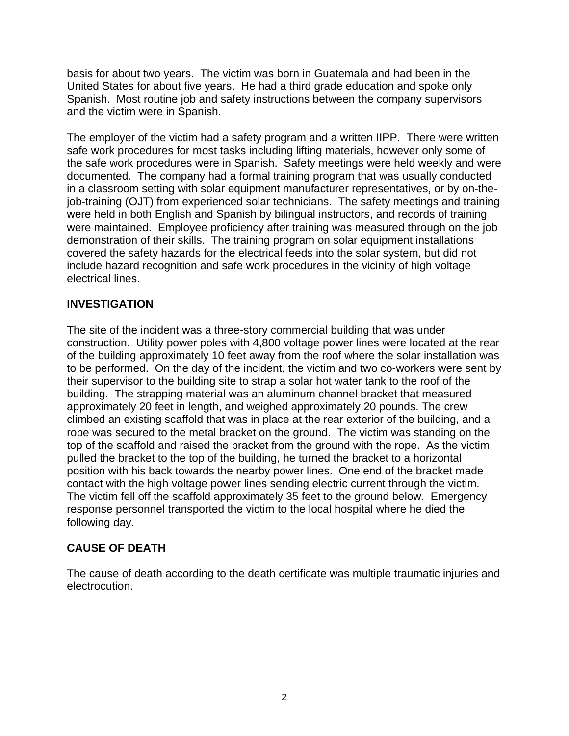basis for about two years. The victim was born in Guatemala and had been in the United States for about five years. He had a third grade education and spoke only Spanish. Most routine job and safety instructions between the company supervisors and the victim were in Spanish.

The employer of the victim had a safety program and a written IIPP. There were written safe work procedures for most tasks including lifting materials, however only some of the safe work procedures were in Spanish. Safety meetings were held weekly and were documented. The company had a formal training program that was usually conducted in a classroom setting with solar equipment manufacturer representatives, or by on-the-job-training (OJT) from experienced solar technicians. The safety meetings and training were held in both English and Spanish by bilingual instructors, and records of training were maintained. Employee proficiency after training was measured through on the job demonstration of their skills. The training program on solar equipment installations covered the safety hazards for the electrical feeds into the solar system, but did not include hazard recognition and safe work procedures in the vicinity of high voltage electrical lines.

## INVESTIGATION

The site of the incident was a three-story commercial building that was under construction. Utility power poles with 4,800 voltage power lines were located at the rear of the building approximately 10 feet away from the roof where the solar installation was to be performed. On the day of the incident, the victim and two co-workers were sent by their supervisor to the building site to strap a solar hot water tank to the roof of the building. The strapping material was an aluminum channel bracket that measured approximately 20 feet in length, and weighed approximately 20 pounds. The crew climbed an existing scaffold that was in place at the rear exterior of the building, and a rope was secured to the metal bracket on the ground. The victim was standing on the top of the scaffold and raised the bracket from the ground with the rope. As the victim pulled the bracket to the top of the building, he turned the bracket to a horizontal position with his back towards the nearby power lines. One end of the bracket made contact with the high voltage power lines sending electric current through the victim. The victim fell off the scaffold approximately 35 feet to the ground below. Emergency response personnel transported the victim to the local hospital where he died the following day.

## CAUSE OF DEATH

The cause of death according to the death certificate was multiple traumatic injuries and electrocution.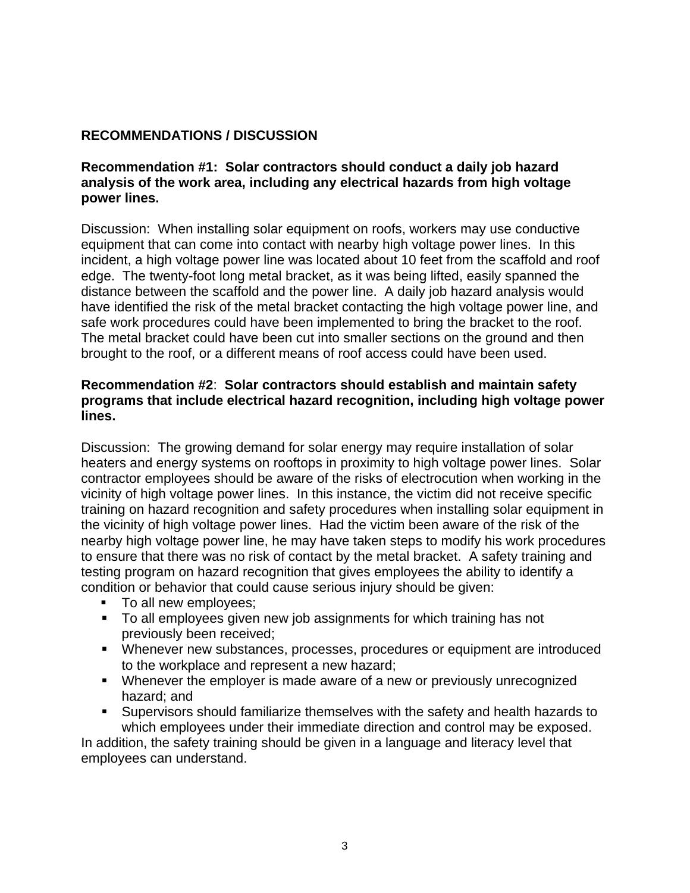## RECOMMENDATIONS / DISCUSSION

**Recommendation #1: Solar contractors should conduct a daily job hazard analysis of the work area, including any electrical hazards from high voltage power lines.**

Discussion: When installing solar equipment on roofs, workers may use conductive equipment that can come into contact with nearby high voltage power lines. In this incident, a high voltage power line was located about 10 feet from the scaffold and roof edge. The twenty-foot long metal bracket, as it was being lifted, easily spanned the distance between the scaffold and the power line. A daily job hazard analysis would have identified the risk of the metal bracket contacting the high voltage power line, and safe work procedures could have been implemented to bring the bracket to the roof. The metal bracket could have been cut into smaller sections on the ground and then brought to the roof, or a different means of roof access could have been used.

**Recommendation #2**: **Solar contractors should establish and maintain safety programs that include electrical hazard recognition, including high voltage power lines.**

Discussion: The growing demand for solar energy may require installation of solar heaters and energy systems on rooftops in proximity to high voltage power lines. Solar contractor employees should be aware of the risks of electrocution when working in the vicinity of high voltage power lines. In this instance, the victim did not receive specific training on hazard recognition and safety procedures when installing solar equipment in the vicinity of high voltage power lines. Had the victim been aware of the risk of the nearby high voltage power line, he may have taken steps to modify his work procedures to ensure that there was no risk of contact by the metal bracket. A safety training and testing program on hazard recognition that gives employees the ability to identify a condition or behavior that could cause serious injury should be given:

- To all new employees;
- To all employees given new job assignments for which training has not previously been received;
- Whenever new substances, processes, procedures or equipment are introduced to the workplace and represent a new hazard;
- Whenever the employer is made aware of a new or previously unrecognized hazard; and
- Supervisors should familiarize themselves with the safety and health hazards to which employees under their immediate direction and control may be exposed.

In addition, the safety training should be given in a language and literacy level that employees can understand.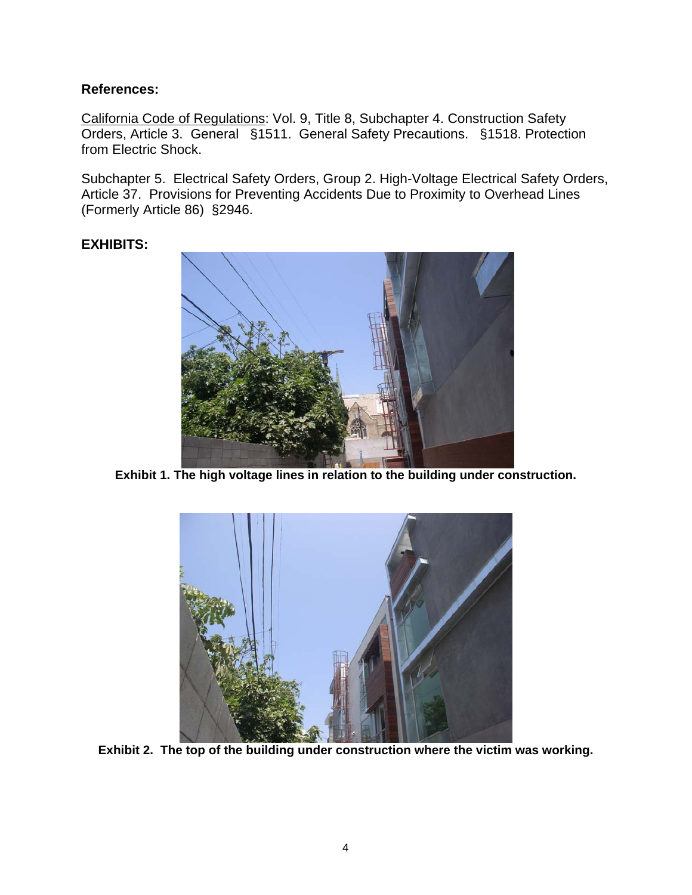**References:**

California Code of Regulations: Vol. 9, Title 8, Subchapter 4. Construction Safety Orders, Article 3. General §1511. General Safety Precautions. §1518. Protection from Electric Shock.

Subchapter 5. Electrical Safety Orders, Group 2. High-Voltage Electrical Safety Orders, Article 37. Provisions for Preventing Accidents Due to Proximity to Overhead Lines (Formerly Article 86) §2946.

**EXHIBITS:**

**Exhibit 1. The high voltage lines in relation to the building under construction.**

**Exhibit 2. The top of the building under construction where the victim was working.**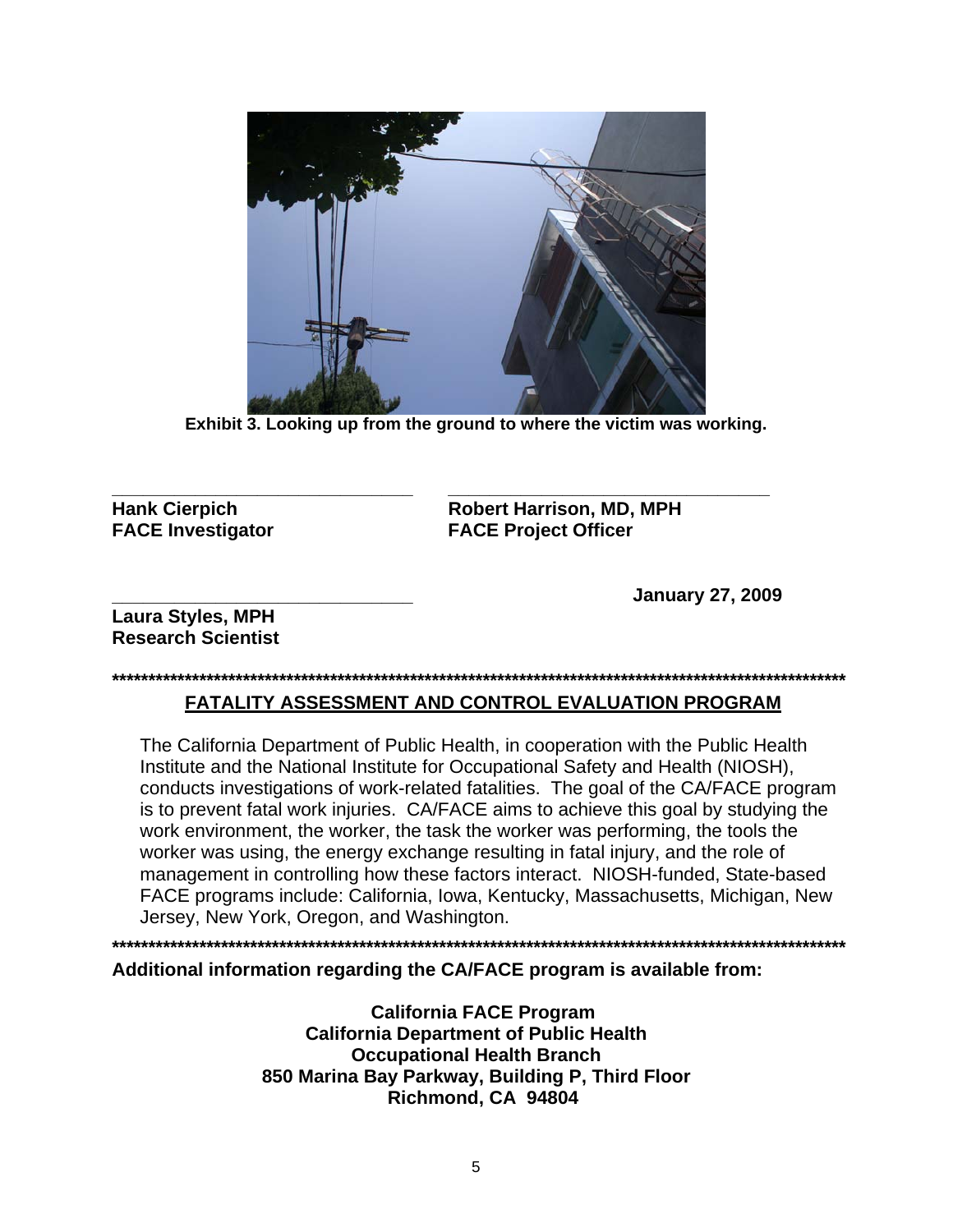Exhibit 3. Looking up from the ground to where the victim was working.

_______________________________ _______________________________

**Hank Cierpich**
**FACE Investigator**

**Robert Harrison, MD, MPH**
**FACE Project Officer**

_______________________________

**January 27, 2009**

**Laura Styles, MPH**
**Research Scientist**

****************************************************************************************************

## FATALITY ASSESSMENT AND CONTROL EVALUATION PROGRAM

The California Department of Public Health, in cooperation with the Public Health Institute and the National Institute for Occupational Safety and Health (NIOSH), conducts investigations of work-related fatalities. The goal of the CA/FACE program is to prevent fatal work injuries. CA/FACE aims to achieve this goal by studying the work environment, the worker, the task the worker was performing, the tools the worker was using, the energy exchange resulting in fatal injury, and the role of management in controlling how these factors interact. NIOSH-funded, State-based FACE programs include: California, Iowa, Kentucky, Massachusetts, Michigan, New Jersey, New York, Oregon, and Washington.

****************************************************************************************************

**Additional information regarding the CA/FACE program is available from:**

**California FACE Program**
**California Department of Public Health**
**Occupational Health Branch**
**850 Marina Bay Parkway, Building P, Third Floor**
**Richmond, CA 94804**